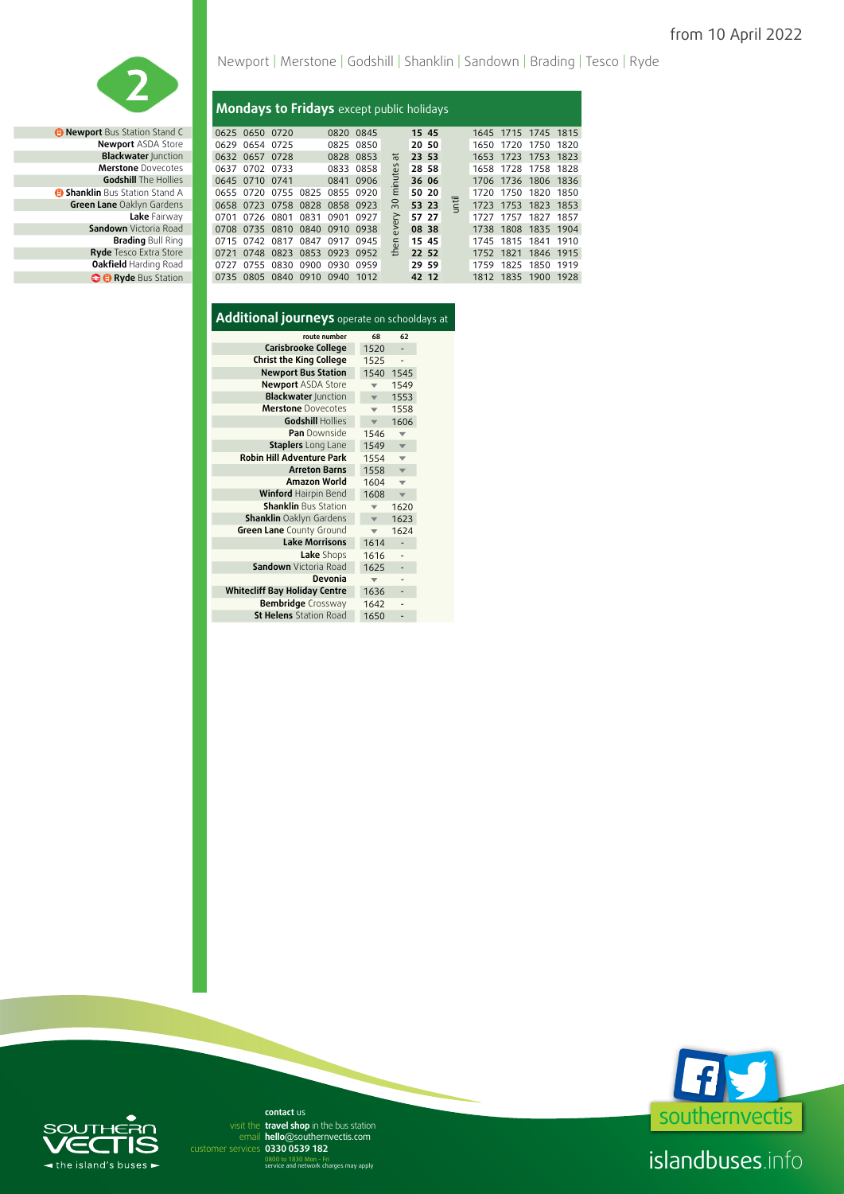from 10 April 2022

# 2

Newport | Merstone | Godshill | Shanklin | Sandown | Brading | Tesco | Ryde

## Mondays to Fridays except public holidays

| Stop | | | | | | | | | | | | | | |
|---|---|---|---|---|---|---|---|---|---|---|---|---|---|---|
| **Newport** Bus Station Stand C | 0625 | 0650 | 0720 | | 0820 | 0845 | then every 30 minutes at | 15 | 45 | until | 1645 | 1715 | 1745 | 1815 |
| **Newport** ASDA Store | 0629 | 0654 | 0725 | | 0825 | 0850 | | 20 | 50 | | 1650 | 1720 | 1750 | 1820 |
| **Blackwater** Junction | 0632 | 0657 | 0728 | | 0828 | 0853 | | 23 | 53 | | 1653 | 1723 | 1753 | 1823 |
| **Merstone** Dovecotes | 0637 | 0702 | 0733 | | 0833 | 0858 | | 28 | 58 | | 1658 | 1728 | 1758 | 1828 |
| **Godshill** The Hollies | 0645 | 0710 | 0741 | | 0841 | 0906 | | 36 | 06 | | 1706 | 1736 | 1806 | 1836 |
| **Shanklin** Bus Station Stand A | 0655 | 0720 | 0755 | 0825 | 0855 | 0920 | | 50 | 20 | | 1720 | 1750 | 1820 | 1850 |
| **Green Lane** Oaklyn Gardens | 0658 | 0723 | 0758 | 0828 | 0858 | 0923 | | 53 | 23 | | 1723 | 1753 | 1823 | 1853 |
| **Lake** Fairway | 0701 | 0726 | 0801 | 0831 | 0901 | 0927 | | 57 | 27 | | 1727 | 1757 | 1827 | 1857 |
| **Sandown** Victoria Road | 0708 | 0735 | 0810 | 0840 | 0910 | 0938 | | 08 | 38 | | 1738 | 1808 | 1835 | 1904 |
| **Brading** Bull Ring | 0715 | 0742 | 0817 | 0847 | 0917 | 0945 | | 15 | 45 | | 1745 | 1815 | 1841 | 1910 |
| **Ryde** Tesco Extra Store | 0721 | 0748 | 0823 | 0853 | 0923 | 0952 | | 22 | 52 | | 1752 | 1821 | 1846 | 1915 |
| **Oakfield** Harding Road | 0727 | 0755 | 0830 | 0900 | 0930 | 0959 | | 29 | 59 | | 1759 | 1825 | 1850 | 1919 |
| **Ryde** Bus Station | 0735 | 0805 | 0840 | 0910 | 0940 | 1012 | | 42 | 12 | | 1812 | 1835 | 1900 | 1928 |

## Additional journeys operate on schooldays at

| route number | 68 | 62 |
|---|---|---|
| **Carisbrooke College** | 1520 | - |
| **Christ the King College** | 1525 | - |
| **Newport Bus Station** | 1540 | 1545 |
| **Newport** ASDA Store | ▼ | 1549 |
| **Blackwater** Junction | ▼ | 1553 |
| **Merstone** Dovecotes | ▼ | 1558 |
| **Godshill** Hollies | ▼ | 1606 |
| **Pan** Downside | 1546 | ▼ |
| **Staplers** Long Lane | 1549 | ▼ |
| **Robin Hill Adventure Park** | 1554 | ▼ |
| **Arreton Barns** | 1558 | ▼ |
| **Amazon World** | 1604 | ▼ |
| **Winford** Hairpin Bend | 1608 | ▼ |
| **Shanklin** Bus Station | ▼ | 1620 |
| **Shanklin** Oaklyn Gardens | ▼ | 1623 |
| **Green Lane** County Ground | ▼ | 1624 |
| **Lake Morrisons** | 1614 | - |
| **Lake** Shops | 1616 | - |
| **Sandown** Victoria Road | 1625 | - |
| **Devonia** | ▼ | - |
| **Whitecliff Bay Holiday Centre** | 1636 | - |
| **Bembridge** Crossway | 1642 | - |
| **St Helens** Station Road | 1650 | - |

**contact** us
visit the **travel shop** in the bus station
email **hello**@southernvectis.com
customer services **0330 0539 182**
0800 to 1830 Mon - Fri
service and network charges may apply

SOUTHERN VECTIS — the island's buses

southernvectis

islandbuses.info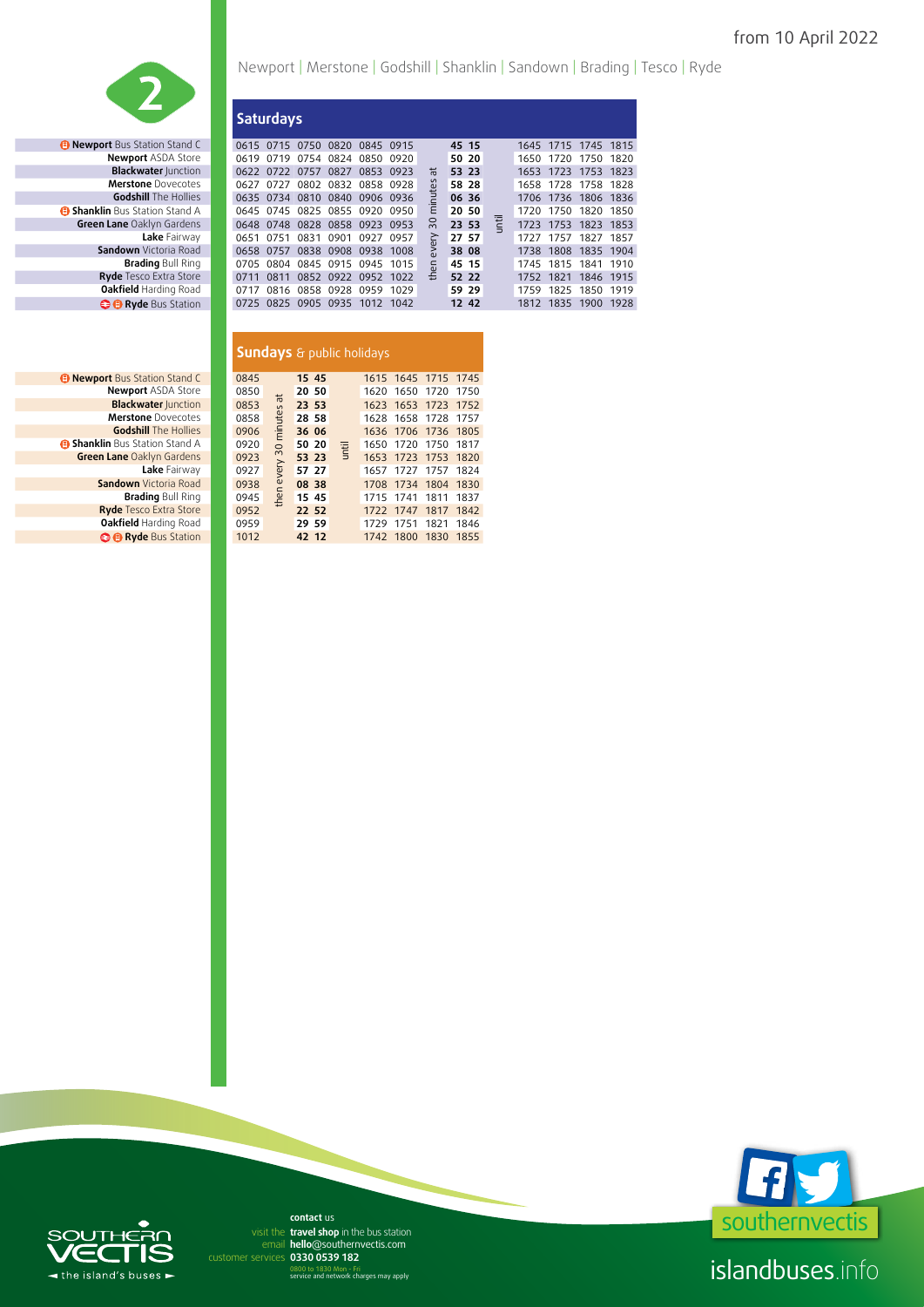from 10 April 2022

# 2

Newport | Merstone | Godshill | Shanklin | Sandown | Brading | Tesco | Ryde

## Saturdays

| Stop | | | | | | | | | | | | | | | |
|---|---|---|---|---|---|---|---|---|---|---|---|---|---|---|---|
| Newport Bus Station Stand C | 0615 | 0715 | 0750 | 0820 | 0845 | 0915 | then every 30 minutes at | 45 | 15 | until | 1645 | 1715 | 1745 | 1815 |
| Newport ASDA Store | 0619 | 0719 | 0754 | 0824 | 0850 | 0920 | | 50 | 20 | | 1650 | 1720 | 1750 | 1820 |
| Blackwater Junction | 0622 | 0722 | 0757 | 0827 | 0853 | 0923 | | 53 | 23 | | 1653 | 1723 | 1753 | 1823 |
| Merstone Dovecotes | 0627 | 0727 | 0802 | 0832 | 0858 | 0928 | | 58 | 28 | | 1658 | 1728 | 1758 | 1828 |
| Godshill The Hollies | 0635 | 0734 | 0810 | 0840 | 0906 | 0936 | | 06 | 36 | | 1706 | 1736 | 1806 | 1836 |
| Shanklin Bus Station Stand A | 0645 | 0745 | 0825 | 0855 | 0920 | 0950 | | 20 | 50 | | 1720 | 1750 | 1820 | 1850 |
| Green Lane Oaklyn Gardens | 0648 | 0748 | 0828 | 0858 | 0923 | 0953 | | 23 | 53 | | 1723 | 1753 | 1823 | 1853 |
| Lake Fairway | 0651 | 0751 | 0831 | 0901 | 0927 | 0957 | | 27 | 57 | | 1727 | 1757 | 1827 | 1857 |
| Sandown Victoria Road | 0658 | 0757 | 0838 | 0908 | 0938 | 1008 | | 38 | 08 | | 1738 | 1808 | 1835 | 1904 |
| Brading Bull Ring | 0705 | 0804 | 0845 | 0915 | 0945 | 1015 | | 45 | 15 | | 1745 | 1815 | 1841 | 1910 |
| Ryde Tesco Extra Store | 0711 | 0811 | 0852 | 0922 | 0952 | 1022 | | 52 | 22 | | 1752 | 1821 | 1846 | 1915 |
| Oakfield Harding Road | 0717 | 0816 | 0858 | 0928 | 0959 | 1029 | | 59 | 29 | | 1759 | 1825 | 1850 | 1919 |
| Ryde Bus Station | 0725 | 0825 | 0905 | 0935 | 1012 | 1042 | | 12 | 42 | | 1812 | 1835 | 1900 | 1928 |

## Sundays & public holidays

| Stop | | | | | | | | | | |
|---|---|---|---|---|---|---|---|---|---|---|
| Newport Bus Station Stand C | 0845 | then every 30 minutes at | 15 | 45 | until | 1615 | 1645 | 1715 | 1745 |
| Newport ASDA Store | 0850 | | 20 | 50 | | 1620 | 1650 | 1720 | 1750 |
| Blackwater Junction | 0853 | | 23 | 53 | | 1623 | 1653 | 1723 | 1752 |
| Merstone Dovecotes | 0858 | | 28 | 58 | | 1628 | 1658 | 1728 | 1757 |
| Godshill The Hollies | 0906 | | 36 | 06 | | 1636 | 1706 | 1736 | 1805 |
| Shanklin Bus Station Stand A | 0920 | | 50 | 20 | | 1650 | 1720 | 1750 | 1817 |
| Green Lane Oaklyn Gardens | 0923 | | 53 | 23 | | 1653 | 1723 | 1753 | 1820 |
| Lake Fairway | 0927 | | 57 | 27 | | 1657 | 1727 | 1757 | 1824 |
| Sandown Victoria Road | 0938 | | 08 | 38 | | 1708 | 1734 | 1804 | 1830 |
| Brading Bull Ring | 0945 | | 15 | 45 | | 1715 | 1741 | 1811 | 1837 |
| Ryde Tesco Extra Store | 0952 | | 22 | 52 | | 1722 | 1747 | 1817 | 1842 |
| Oakfield Harding Road | 0959 | | 29 | 59 | | 1729 | 1751 | 1821 | 1846 |
| Ryde Bus Station | 1012 | | 42 | 12 | | 1742 | 1800 | 1830 | 1855 |

**contact** us
visit the **travel shop** in the bus station
email **hello**@southernvectis.com
customer services **0330 0539 182**
0800 to 1830 Mon - Fri
service and network charges may apply

Southern Vectis — the island's buses

southernvectis

islandbuses.info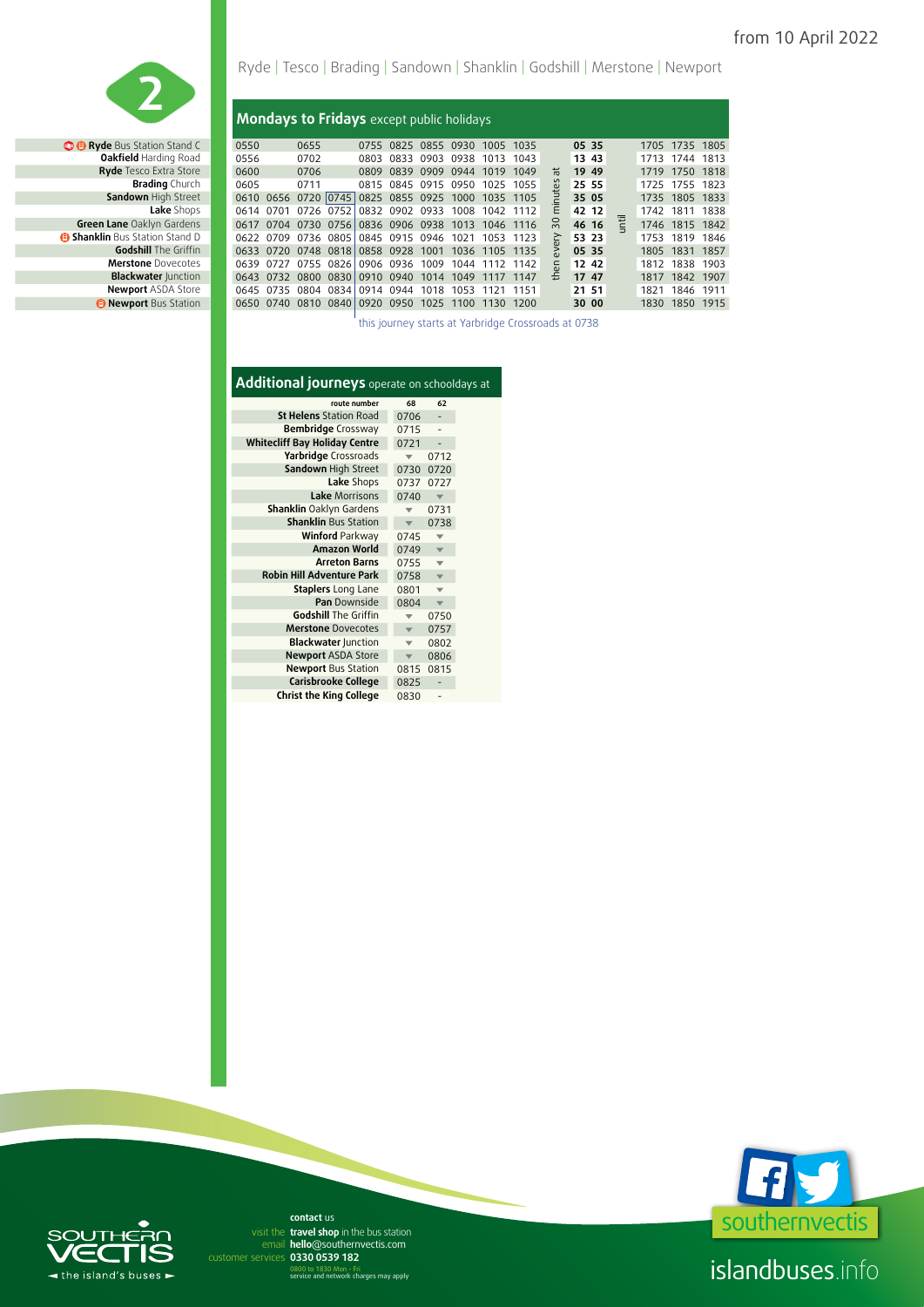from 10 April 2022

# 2

Ryde | Tesco | Brading | Sandown | Shanklin | Godshill | Merstone | Newport

## Mondays to Fridays except public holidays

| Stop | | | | | | | | | | | | | | | | | | | |
|---|---|---|---|---|---|---|---|---|---|---|---|---|---|---|---|---|---|---|---|
| **Ryde** Bus Station Stand C | 0550 | | 0655 | | 0755 | 0825 | 0855 | 0930 | 1005 | 1035 | then every 30 minutes at | 05 | 35 | until | 1705 | 1735 | 1805 |
| **Oakfield** Harding Road | 0556 | | 0702 | | 0803 | 0833 | 0903 | 0938 | 1013 | 1043 | | 13 | 43 | | 1713 | 1744 | 1813 |
| **Ryde** Tesco Extra Store | 0600 | | 0706 | | 0809 | 0839 | 0909 | 0944 | 1019 | 1049 | | 19 | 49 | | 1719 | 1750 | 1818 |
| **Brading** Church | 0605 | | 0711 | | 0815 | 0845 | 0915 | 0950 | 1025 | 1055 | | 25 | 55 | | 1725 | 1755 | 1823 |
| **Sandown** High Street | 0610 | 0656 | 0720 | 0745 | 0825 | 0855 | 0925 | 1000 | 1035 | 1105 | | 35 | 05 | | 1735 | 1805 | 1833 |
| **Lake** Shops | 0614 | 0701 | 0726 | 0752 | 0832 | 0902 | 0933 | 1008 | 1042 | 1112 | | 42 | 12 | | 1742 | 1811 | 1838 |
| **Green Lane** Oaklyn Gardens | 0617 | 0704 | 0730 | 0756 | 0836 | 0906 | 0938 | 1013 | 1046 | 1116 | | 46 | 16 | | 1746 | 1815 | 1842 |
| **Shanklin** Bus Station Stand D | 0622 | 0709 | 0736 | 0805 | 0845 | 0915 | 0946 | 1021 | 1053 | 1123 | | 53 | 23 | | 1753 | 1819 | 1846 |
| **Godshill** The Griffin | 0633 | 0720 | 0748 | 0818 | 0858 | 0928 | 1001 | 1036 | 1105 | 1135 | | 05 | 35 | | 1805 | 1831 | 1857 |
| **Merstone** Dovecotes | 0639 | 0727 | 0755 | 0826 | 0906 | 0936 | 1009 | 1044 | 1112 | 1142 | | 12 | 42 | | 1812 | 1838 | 1903 |
| **Blackwater** Junction | 0643 | 0732 | 0800 | 0830 | 0910 | 0940 | 1014 | 1049 | 1117 | 1147 | | 17 | 47 | | 1817 | 1842 | 1907 |
| **Newport** ASDA Store | 0645 | 0735 | 0804 | 0834 | 0914 | 0944 | 1018 | 1053 | 1121 | 1151 | | 21 | 51 | | 1821 | 1846 | 1911 |
| **Newport** Bus Station | 0650 | 0740 | 0810 | 0840 | 0920 | 0950 | 1025 | 1100 | 1130 | 1200 | | 30 | 00 | | 1830 | 1850 | 1915 |

0745 from Sandown: this journey starts at Yarbridge Crossroads at 0738

## Additional journeys operate on schooldays at

| route number | 68 | 62 |
|---|---|---|
| **St Helens** Station Road | 0706 | - |
| **Bembridge** Crossway | 0715 | - |
| **Whitecliff Bay Holiday Centre** | 0721 | - |
| **Yarbridge** Crossroads | ▼ | 0712 |
| **Sandown** High Street | 0730 | 0720 |
| **Lake** Shops | 0737 | 0727 |
| **Lake** Morrisons | 0740 | ▼ |
| **Shanklin** Oaklyn Gardens | ▼ | 0731 |
| **Shanklin** Bus Station | ▼ | 0738 |
| **Winford** Parkway | 0745 | ▼ |
| **Amazon World** | 0749 | ▼ |
| **Arreton Barns** | 0755 | ▼ |
| **Robin Hill Adventure Park** | 0758 | ▼ |
| **Staplers** Long Lane | 0801 | ▼ |
| **Pan** Downside | 0804 | ▼ |
| **Godshill** The Griffin | ▼ | 0750 |
| **Merstone** Dovecotes | ▼ | 0757 |
| **Blackwater** Junction | ▼ | 0802 |
| **Newport** ASDA Store | ▼ | 0806 |
| **Newport** Bus Station | 0815 | 0815 |
| **Carisbrooke College** | 0825 | - |
| **Christ the King College** | 0830 | - |

**contact** us
visit the **travel shop** in the bus station
email **hello**@southernvectis.com
customer services **0330 0539 182**
0800 to 1830 Mon - Fri
service and network charges may apply

SOUTHERN VECTIS — the island's buses

southernvectis

islandbuses.info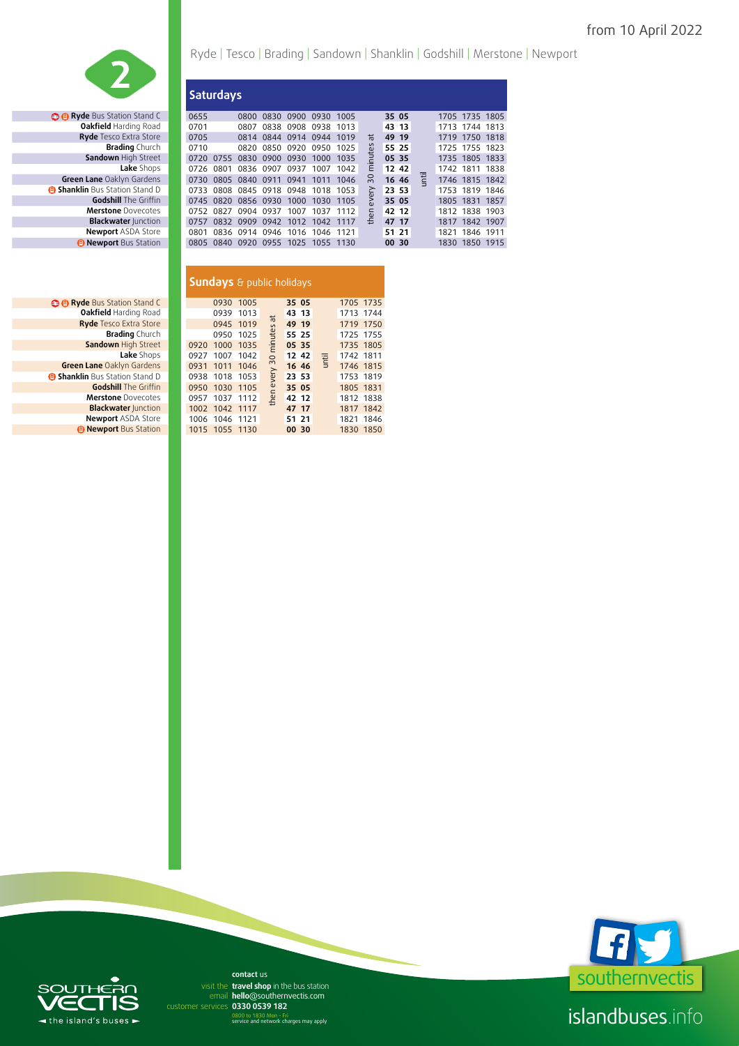from 10 April 2022

# 2

Ryde | Tesco | Brading | Sandown | Shanklin | Godshill | Merstone | Newport

## Saturdays

| | | | | | | | | | | | | | | |
|---|---|---|---|---|---|---|---|---|---|---|---|---|---|---|
| **Ryde** Bus Station Stand C | 0655 | | 0800 | 0830 | 0900 | 0930 | 1005 | then every 30 minutes at | **35** | **05** | until | 1705 | 1735 | 1805 |
| **Oakfield** Harding Road | 0701 | | 0807 | 0838 | 0908 | 0938 | 1013 | | **43** | **13** | | 1713 | 1744 | 1813 |
| **Ryde** Tesco Extra Store | 0705 | | 0814 | 0844 | 0914 | 0944 | 1019 | | **49** | **19** | | 1719 | 1750 | 1818 |
| **Brading** Church | 0710 | | 0820 | 0850 | 0920 | 0950 | 1025 | | **55** | **25** | | 1725 | 1755 | 1823 |
| **Sandown** High Street | 0720 | 0755 | 0830 | 0900 | 0930 | 1000 | 1035 | | **05** | **35** | | 1735 | 1805 | 1833 |
| **Lake** Shops | 0726 | 0801 | 0836 | 0907 | 0937 | 1007 | 1042 | | **12** | **42** | | 1742 | 1811 | 1838 |
| **Green Lane** Oaklyn Gardens | 0730 | 0805 | 0840 | 0911 | 0941 | 1011 | 1046 | | **16** | **46** | | 1746 | 1815 | 1842 |
| **Shanklin** Bus Station Stand D | 0733 | 0808 | 0845 | 0918 | 0948 | 1018 | 1053 | | **23** | **53** | | 1753 | 1819 | 1846 |
| **Godshill** The Griffin | 0745 | 0820 | 0856 | 0930 | 1000 | 1030 | 1105 | | **35** | **05** | | 1805 | 1831 | 1857 |
| **Merstone** Dovecotes | 0752 | 0827 | 0904 | 0937 | 1007 | 1037 | 1112 | | **42** | **12** | | 1812 | 1838 | 1903 |
| **Blackwater** Junction | 0757 | 0832 | 0909 | 0942 | 1012 | 1042 | 1117 | | **47** | **17** | | 1817 | 1842 | 1907 |
| **Newport** ASDA Store | 0801 | 0836 | 0914 | 0946 | 1016 | 1046 | 1121 | | **51** | **21** | | 1821 | 1846 | 1911 |
| **Newport** Bus Station | 0805 | 0840 | 0920 | 0955 | 1025 | 1055 | 1130 | | **00** | **30** | | 1830 | 1850 | 1915 |

## Sundays & public holidays

| | | | | | | | | | |
|---|---|---|---|---|---|---|---|---|---|
| **Ryde** Bus Station Stand C | | 0930 | 1005 | then every 30 minutes at | **35** | **05** | until | 1705 | 1735 |
| **Oakfield** Harding Road | | 0939 | 1013 | | **43** | **13** | | 1713 | 1744 |
| **Ryde** Tesco Extra Store | | 0945 | 1019 | | **49** | **19** | | 1719 | 1750 |
| **Brading** Church | | 0950 | 1025 | | **55** | **25** | | 1725 | 1755 |
| **Sandown** High Street | 0920 | 1000 | 1035 | | **05** | **35** | | 1735 | 1805 |
| **Lake** Shops | 0927 | 1007 | 1042 | | **12** | **42** | | 1742 | 1811 |
| **Green Lane** Oaklyn Gardens | 0931 | 1011 | 1046 | | **16** | **46** | | 1746 | 1815 |
| **Shanklin** Bus Station Stand D | 0938 | 1018 | 1053 | | **23** | **53** | | 1753 | 1819 |
| **Godshill** The Griffin | 0950 | 1030 | 1105 | | **35** | **05** | | 1805 | 1831 |
| **Merstone** Dovecotes | 0957 | 1037 | 1112 | | **42** | **12** | | 1812 | 1838 |
| **Blackwater** Junction | 1002 | 1042 | 1117 | | **47** | **17** | | 1817 | 1842 |
| **Newport** ASDA Store | 1006 | 1046 | 1121 | | **51** | **21** | | 1821 | 1846 |
| **Newport** Bus Station | 1015 | 1055 | 1130 | | **00** | **30** | | 1830 | 1850 |

Southern Vectis – the island's buses

**contact** us
visit the **travel shop** in the bus station
email **hello**@southernvectis.com
customer services **0330 0539 182**
0800 to 1830 Mon - Fri
service and network charges may apply

southernvectis

islandbuses.info